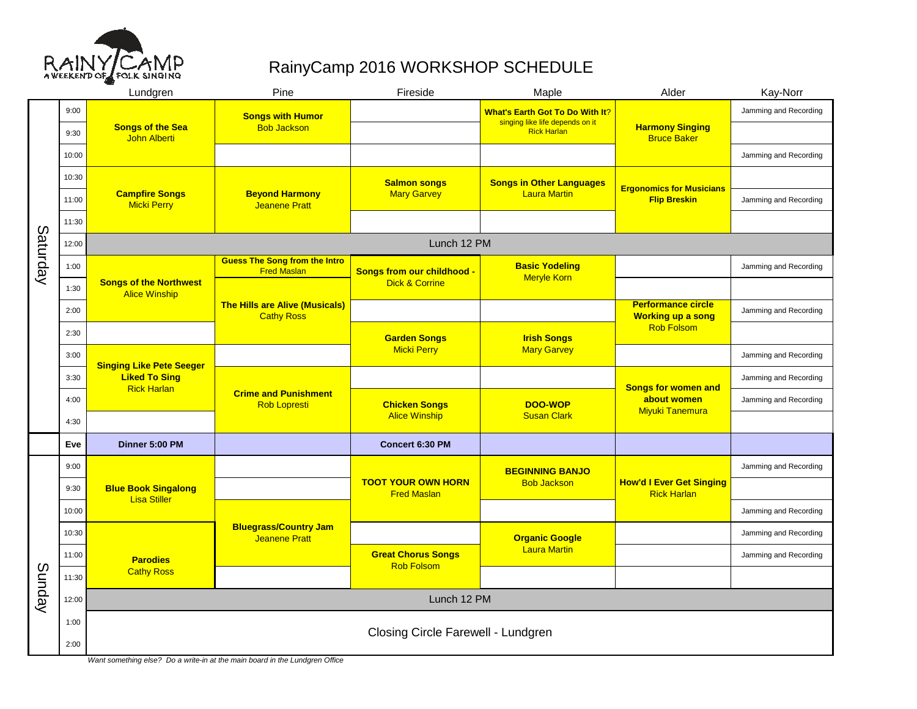RAINY CAMP
A WEEKEND OF FOLK SINGING

# RainyCamp 2016 WORKSHOP SCHEDULE

| Day | Time | Lundgren | Pine | Fireside | Maple | Alder | Kay-Norr |
|---|---|---|---|---|---|---|---|
| Saturday | 9:00 | **Songs of the Sea** John Alberti | **Songs with Humor** Bob Jackson | | **What's Earth Got To Do With It?** singing like life depends on it Rick Harlan | **Harmony Singing** Bruce Baker | Jamming and Recording |
| | 9:30 | | | | | | |
| | 10:00 | | | | | | Jamming and Recording |
| | 10:30 | **Campfire Songs** Micki Perry | **Beyond Harmony** Jeanene Pratt | **Salmon songs** Mary Garvey | **Songs in Other Languages** Laura Martin | **Ergonomics for Musicians** **Flip Breskin** | |
| | 11:00 | | | | | | Jamming and Recording |
| | 11:30 | | | | | | |
| | 12:00 | Lunch 12 PM | | | | | |
| | 1:00 | **Songs of the Northwest** Alice Winship | **Guess The Song from the Intro** Fred Maslan | **Songs from our childhood -** Dick & Corrine | **Basic Yodeling** Meryle Korn | | Jamming and Recording |
| | 1:30 | | **The Hills are Alive (Musicals)** Cathy Ross | | | | |
| | 2:00 | | | | | **Performance circle Working up a song** Rob Folsom | Jamming and Recording |
| | 2:30 | | | **Garden Songs** Micki Perry | **Irish Songs** Mary Garvey | | |
| | 3:00 | **Singing Like Pete Seeger Liked To Sing** Rick Harlan | | | | | Jamming and Recording |
| | 3:30 | | **Crime and Punishment** Rob Lopresti | | | **Songs for women and about women** Miyuki Tanemura | Jamming and Recording |
| | 4:00 | | | **Chicken Songs** Alice Winship | **DOO-WOP** Susan Clark | | Jamming and Recording |
| | 4:30 | | | | | | |
| | **Eve** | **Dinner 5:00 PM** | | **Concert 6:30 PM** | | | |
| Sunday | 9:00 | **Blue Book Singalong** Lisa Stiller | | **TOOT YOUR OWN HORN** Fred Maslan | **BEGINNING BANJO** Bob Jackson | **How'd I Ever Get Singing** Rick Harlan | Jamming and Recording |
| | 9:30 | | | | | | |
| | 10:00 | | **Bluegrass/Country Jam** Jeanene Pratt | | | | Jamming and Recording |
| | 10:30 | **Parodies** Cathy Ross | | | **Organic Google** Laura Martin | | Jamming and Recording |
| | 11:00 | | | **Great Chorus Songs** Rob Folsom | | | Jamming and Recording |
| | 11:30 | | | | | | |
| | 12:00 | Lunch 12 PM | | | | | |
| | 1:00 | Closing Circle Farewell - Lundgren | | | | | |
| | 2:00 | | | | | | |

*Want something else? Do a write-in at the main board in the Lundgren Office*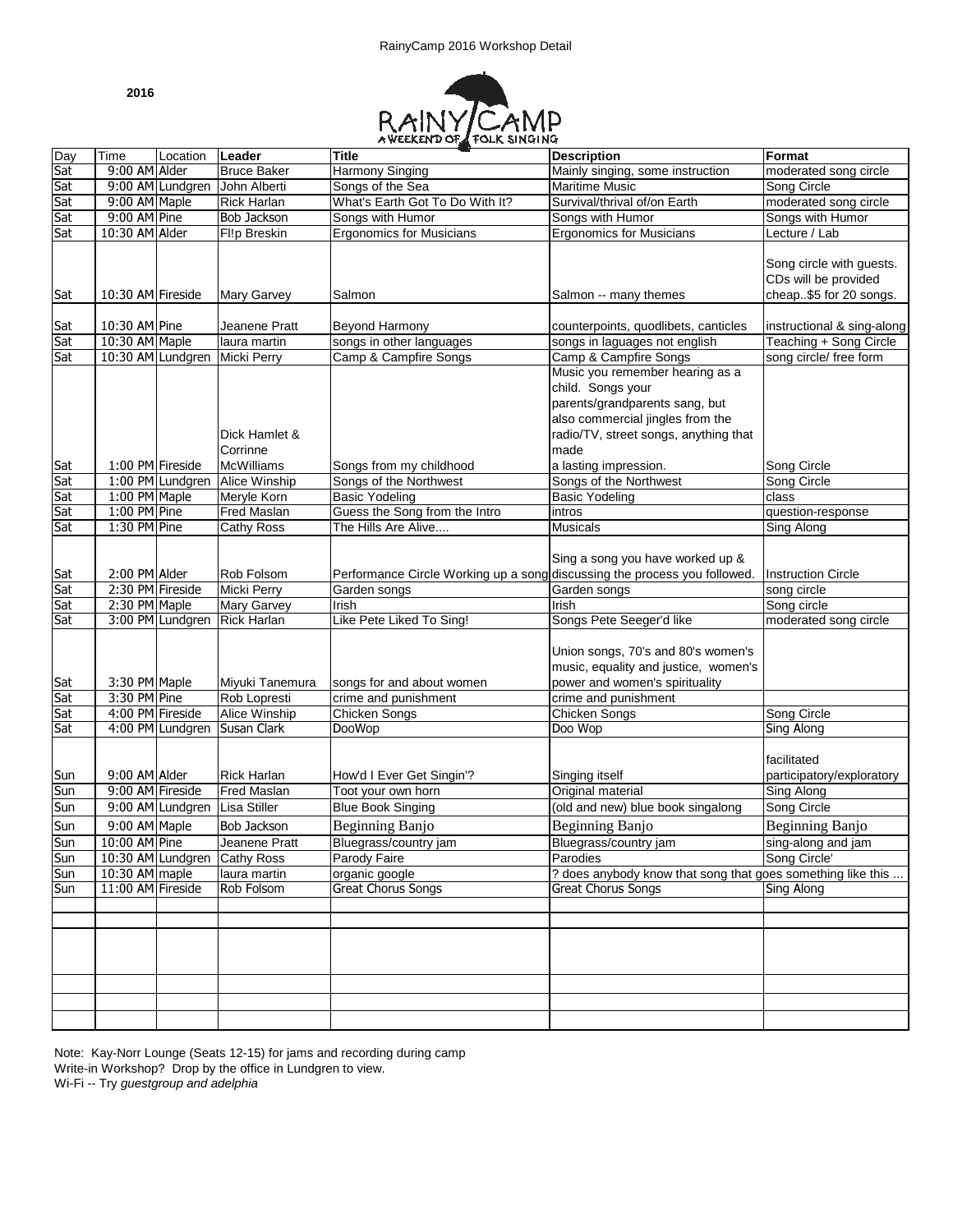2016

RAINY CAMP
A WEEKEND OF FOLK SINGING

| Day | Time | Location | Leader | Title | Description | Format |
|---|---|---|---|---|---|---|
| Sat | 9:00 AM | Alder | Bruce Baker | Harmony Singing | Mainly singing, some instruction | moderated song circle |
| Sat | 9:00 AM | Lundgren | John Alberti | Songs of the Sea | Maritime Music | Song Circle |
| Sat | 9:00 AM | Maple | Rick Harlan | What's Earth Got To Do With It? | Survival/thrival of/on Earth | moderated song circle |
| Sat | 9:00 AM | Pine | Bob Jackson | Songs with Humor | Songs with Humor | Songs with Humor |
| Sat | 10:30 AM | Alder | Fl!p Breskin | Ergonomics for Musicians | Ergonomics for Musicians | Lecture / Lab |
| Sat | 10:30 AM | Fireside | Mary Garvey | Salmon | Salmon -- many themes | Song circle with guests. CDs will be provided cheap..$5 for 20 songs. |
| Sat | 10:30 AM | Pine | Jeanene Pratt | Beyond Harmony | counterpoints, quodlibets, canticles | instructional & sing-along |
| Sat | 10:30 AM | Maple | laura martin | songs in other languages | songs in laguages not english | Teaching + Song Circle |
| Sat | 10:30 AM | Lundgren | Micki Perry | Camp & Campfire Songs | Camp & Campfire Songs | song circle/ free form |
| Sat | 1:00 PM | Fireside | Dick Hamlet & Corrinne McWilliams | Songs from my childhood | Music you remember hearing as a child. Songs your parents/grandparents sang, but also commercial jingles from the radio/TV, street songs, anything that made a lasting impression. | Song Circle |
| Sat | 1:00 PM | Lundgren | Alice Winship | Songs of the Northwest | Songs of the Northwest | Song Circle |
| Sat | 1:00 PM | Maple | Meryle Korn | Basic Yodeling | Basic Yodeling | class |
| Sat | 1:00 PM | Pine | Fred Maslan | Guess the Song from the Intro | intros | question-response |
| Sat | 1:30 PM | Pine | Cathy Ross | The Hills Are Alive.... | Musicals | Sing Along |
| Sat | 2:00 PM | Alder | Rob Folsom | Performance Circle Working up a song | Sing a song you have worked up & discussing the process you followed. | Instruction Circle |
| Sat | 2:30 PM | Fireside | Micki Perry | Garden songs | Garden songs | song circle |
| Sat | 2:30 PM | Maple | Mary Garvey | Irish | Irish | Song circle |
| Sat | 3:00 PM | Lundgren | Rick Harlan | Like Pete Liked To Sing! | Songs Pete Seeger'd like | moderated song circle |
| Sat | 3:30 PM | Maple | Miyuki Tanemura | songs for and about women | Union songs, 70's and 80's women's music, equality and justice, women's power and women's spirituality | |
| Sat | 3:30 PM | Pine | Rob Lopresti | crime and punishment | crime and punishment | |
| Sat | 4:00 PM | Fireside | Alice Winship | Chicken Songs | Chicken Songs | Song Circle |
| Sat | 4:00 PM | Lundgren | Susan Clark | DooWop | Doo Wop | Sing Along |
| Sun | 9:00 AM | Alder | Rick Harlan | How'd I Ever Get Singin'? | Singing itself | facilitated participatory/exploratory |
| Sun | 9:00 AM | Fireside | Fred Maslan | Toot your own horn | Original material | Sing Along |
| Sun | 9:00 AM | Lundgren | Lisa Stiller | Blue Book Singing | (old and new) blue book singalong | Song Circle |
| Sun | 9:00 AM | Maple | Bob Jackson | Beginning Banjo | Beginning Banjo | Beginning Banjo |
| Sun | 10:00 AM | Pine | Jeanene Pratt | Bluegrass/country jam | Bluegrass/country jam | sing-along and jam |
| Sun | 10:30 AM | Lundgren | Cathy Ross | Parody Faire | Parodies | Song Circle' |
| Sun | 10:30 AM | maple | laura martin | organic google | ? does anybody know that song that goes something like this ... | |
| Sun | 11:00 AM | Fireside | Rob Folsom | Great Chorus Songs | Great Chorus Songs | Sing Along |
| | | | | | | |
| | | | | | | |
| | | | | | | |
| | | | | | | |
| | | | | | | |
| | | | | | | |

Note: Kay-Norr Lounge (Seats 12-15) for jams and recording during camp
Write-in Workshop? Drop by the office in Lundgren to view.
Wi-Fi -- Try *guestgroup and adelphia*